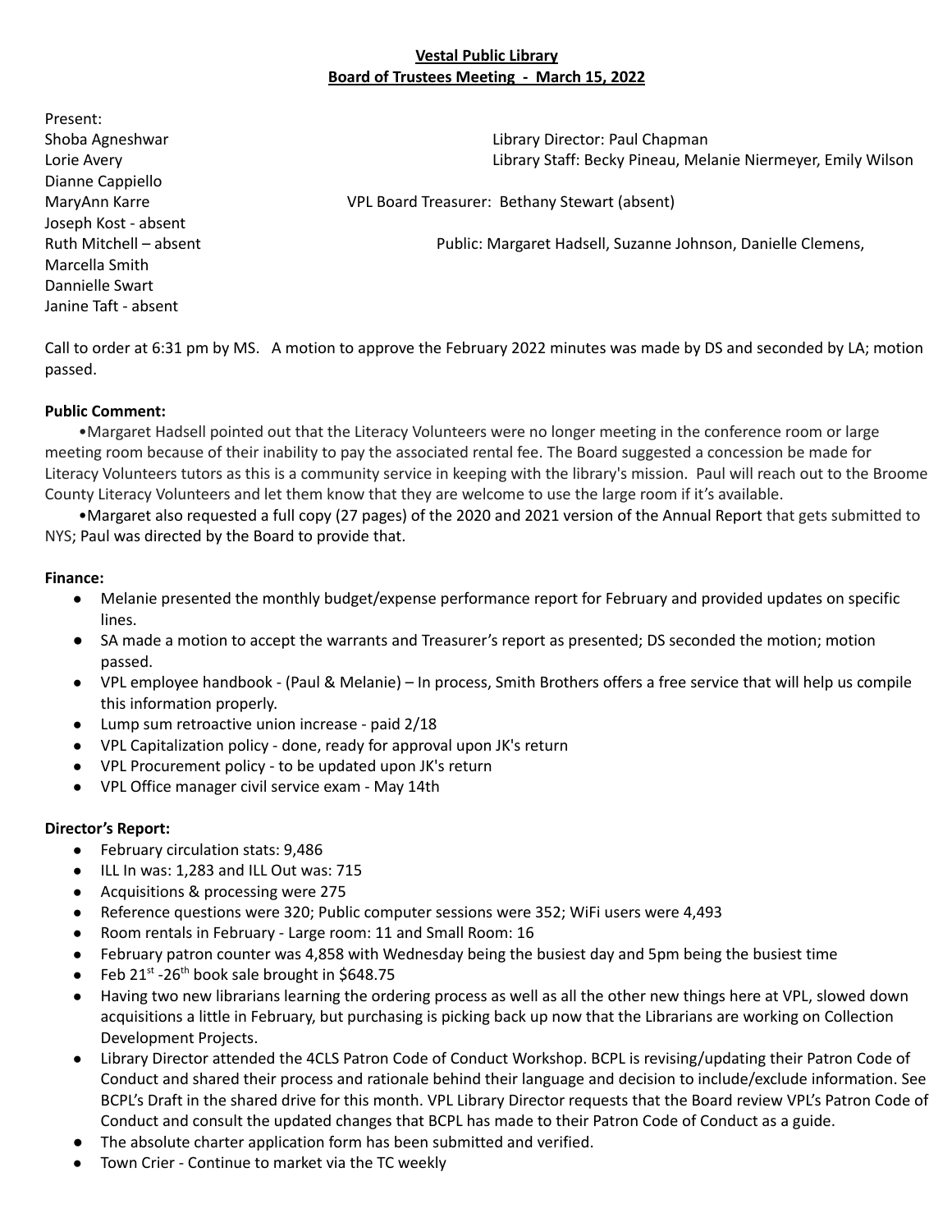**Vestal Public Library**
**Board of Trustees Meeting - March 15, 2022**

Present:
Shoba Agneshwar
Lorie Avery
Dianne Cappiello
MaryAnn Karre
Joseph Kost - absent
Ruth Mitchell – absent
Marcella Smith
Dannielle Swart
Janine Taft - absent

Library Director: Paul Chapman
Library Staff: Becky Pineau, Melanie Niermeyer, Emily Wilson

VPL Board Treasurer: Bethany Stewart (absent)

Public: Margaret Hadsell, Suzanne Johnson, Danielle Clemens,

Call to order at 6:31 pm by MS. A motion to approve the February 2022 minutes was made by DS and seconded by LA; motion passed.

**Public Comment:**

•Margaret Hadsell pointed out that the Literacy Volunteers were no longer meeting in the conference room or large meeting room because of their inability to pay the associated rental fee. The Board suggested a concession be made for Literacy Volunteers tutors as this is a community service in keeping with the library's mission. Paul will reach out to the Broome County Literacy Volunteers and let them know that they are welcome to use the large room if it's available.

•Margaret also requested a full copy (27 pages) of the 2020 and 2021 version of the Annual Report that gets submitted to NYS; Paul was directed by the Board to provide that.

**Finance:**

- Melanie presented the monthly budget/expense performance report for February and provided updates on specific lines.
- SA made a motion to accept the warrants and Treasurer's report as presented; DS seconded the motion; motion passed.
- VPL employee handbook - (Paul & Melanie) – In process, Smith Brothers offers a free service that will help us compile this information properly.
- Lump sum retroactive union increase - paid 2/18
- VPL Capitalization policy - done, ready for approval upon JK's return
- VPL Procurement policy - to be updated upon JK's return
- VPL Office manager civil service exam - May 14th

**Director's Report:**

- February circulation stats: 9,486
- ILL In was: 1,283 and ILL Out was: 715
- Acquisitions & processing were 275
- Reference questions were 320; Public computer sessions were 352; WiFi users were 4,493
- Room rentals in February - Large room: 11 and Small Room: 16
- February patron counter was 4,858 with Wednesday being the busiest day and 5pm being the busiest time
- Feb 21st -26th book sale brought in $648.75
- Having two new librarians learning the ordering process as well as all the other new things here at VPL, slowed down acquisitions a little in February, but purchasing is picking back up now that the Librarians are working on Collection Development Projects.
- Library Director attended the 4CLS Patron Code of Conduct Workshop. BCPL is revising/updating their Patron Code of Conduct and shared their process and rationale behind their language and decision to include/exclude information. See BCPL's Draft in the shared drive for this month. VPL Library Director requests that the Board review VPL's Patron Code of Conduct and consult the updated changes that BCPL has made to their Patron Code of Conduct as a guide.
- The absolute charter application form has been submitted and verified.
- Town Crier - Continue to market via the TC weekly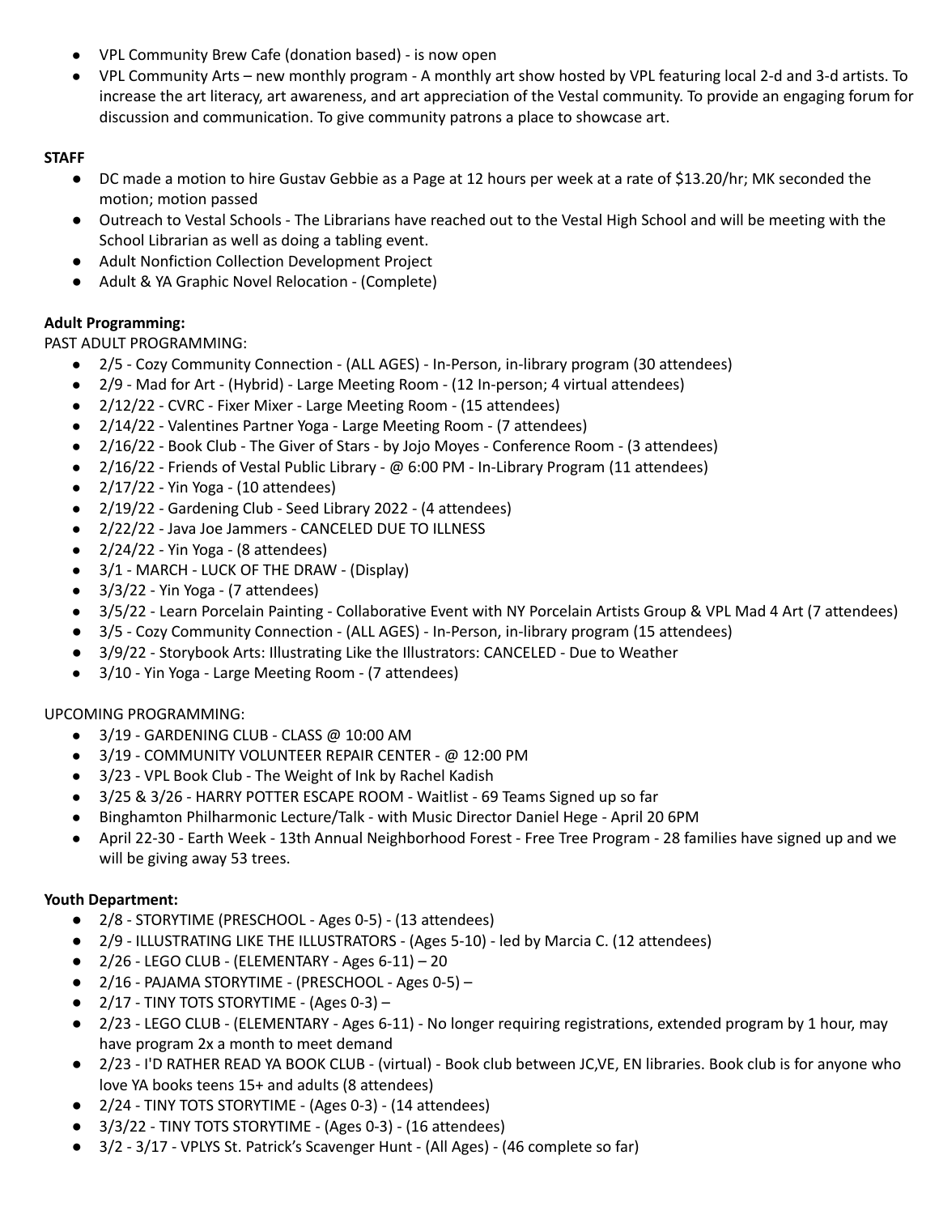- VPL Community Brew Cafe (donation based) - is now open
- VPL Community Arts – new monthly program - A monthly art show hosted by VPL featuring local 2-d and 3-d artists. To increase the art literacy, art awareness, and art appreciation of the Vestal community. To provide an engaging forum for discussion and communication. To give community patrons a place to showcase art.

**STAFF**

- DC made a motion to hire Gustav Gebbie as a Page at 12 hours per week at a rate of $13.20/hr; MK seconded the motion; motion passed
- Outreach to Vestal Schools - The Librarians have reached out to the Vestal High School and will be meeting with the School Librarian as well as doing a tabling event.
- Adult Nonfiction Collection Development Project
- Adult & YA Graphic Novel Relocation - (Complete)

**Adult Programming:**

PAST ADULT PROGRAMMING:

- 2/5 - Cozy Community Connection - (ALL AGES) - In-Person, in-library program (30 attendees)
- 2/9 - Mad for Art - (Hybrid) - Large Meeting Room - (12 In-person; 4 virtual attendees)
- 2/12/22 - CVRC - Fixer Mixer - Large Meeting Room - (15 attendees)
- 2/14/22 - Valentines Partner Yoga - Large Meeting Room - (7 attendees)
- 2/16/22 - Book Club - The Giver of Stars - by Jojo Moyes - Conference Room - (3 attendees)
- 2/16/22 - Friends of Vestal Public Library - @ 6:00 PM - In-Library Program (11 attendees)
- 2/17/22 - Yin Yoga - (10 attendees)
- 2/19/22 - Gardening Club - Seed Library 2022 - (4 attendees)
- 2/22/22 - Java Joe Jammers - CANCELED DUE TO ILLNESS
- 2/24/22 - Yin Yoga - (8 attendees)
- 3/1 - MARCH - LUCK OF THE DRAW - (Display)
- 3/3/22 - Yin Yoga - (7 attendees)
- 3/5/22 - Learn Porcelain Painting - Collaborative Event with NY Porcelain Artists Group & VPL Mad 4 Art (7 attendees)
- 3/5 - Cozy Community Connection - (ALL AGES) - In-Person, in-library program (15 attendees)
- 3/9/22 - Storybook Arts: Illustrating Like the Illustrators: CANCELED - Due to Weather
- 3/10 - Yin Yoga - Large Meeting Room - (7 attendees)

UPCOMING PROGRAMMING:

- 3/19 - GARDENING CLUB - CLASS @ 10:00 AM
- 3/19 - COMMUNITY VOLUNTEER REPAIR CENTER - @ 12:00 PM
- 3/23 - VPL Book Club - The Weight of Ink by Rachel Kadish
- 3/25 & 3/26 - HARRY POTTER ESCAPE ROOM - Waitlist - 69 Teams Signed up so far
- Binghamton Philharmonic Lecture/Talk - with Music Director Daniel Hege - April 20 6PM
- April 22-30 - Earth Week - 13th Annual Neighborhood Forest - Free Tree Program - 28 families have signed up and we will be giving away 53 trees.

**Youth Department:**

- 2/8 - STORYTIME (PRESCHOOL - Ages 0-5) - (13 attendees)
- 2/9 - ILLUSTRATING LIKE THE ILLUSTRATORS - (Ages 5-10) - led by Marcia C. (12 attendees)
- 2/26 - LEGO CLUB - (ELEMENTARY - Ages 6-11) – 20
- 2/16 - PAJAMA STORYTIME - (PRESCHOOL - Ages 0-5) –
- 2/17 - TINY TOTS STORYTIME - (Ages 0-3) –
- 2/23 - LEGO CLUB - (ELEMENTARY - Ages 6-11) - No longer requiring registrations, extended program by 1 hour, may have program 2x a month to meet demand
- 2/23 - I'D RATHER READ YA BOOK CLUB - (virtual) - Book club between JC,VE, EN libraries. Book club is for anyone who love YA books teens 15+ and adults (8 attendees)
- 2/24 - TINY TOTS STORYTIME - (Ages 0-3) - (14 attendees)
- 3/3/22 - TINY TOTS STORYTIME - (Ages 0-3) - (16 attendees)
- 3/2 - 3/17 - VPLYS St. Patrick's Scavenger Hunt - (All Ages) - (46 complete so far)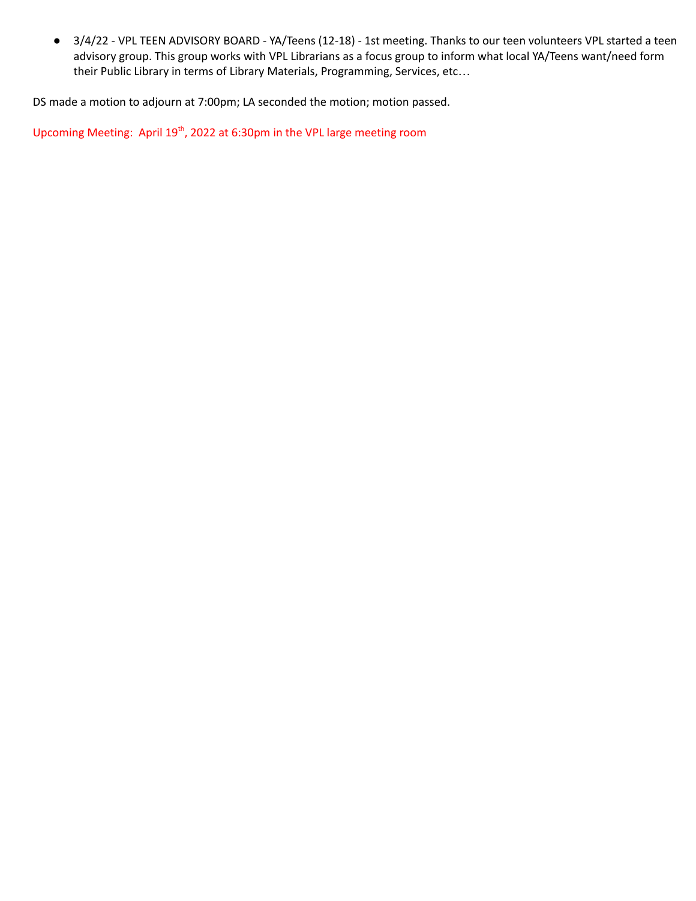- 3/4/22 - VPL TEEN ADVISORY BOARD - YA/Teens (12-18) - 1st meeting. Thanks to our teen volunteers VPL started a teen advisory group. This group works with VPL Librarians as a focus group to inform what local YA/Teens want/need form their Public Library in terms of Library Materials, Programming, Services, etc…

DS made a motion to adjourn at 7:00pm; LA seconded the motion; motion passed.

Upcoming Meeting: April 19th, 2022 at 6:30pm in the VPL large meeting room